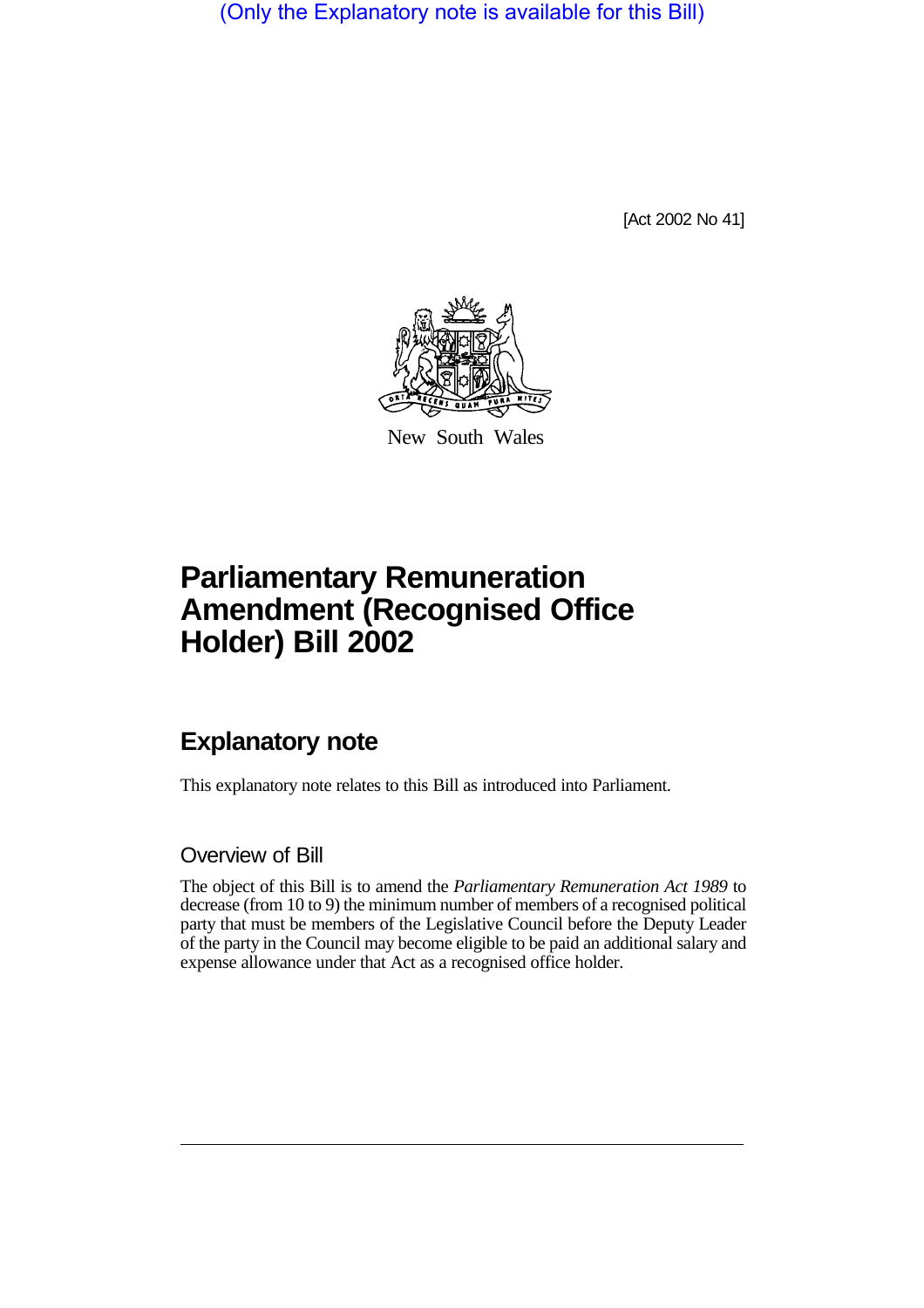(Only the Explanatory note is available for this Bill)

[Act 2002 No 41]

New South Wales

# Parliamentary Remuneration Amendment (Recognised Office Holder) Bill 2002

## Explanatory note

This explanatory note relates to this Bill as introduced into Parliament.

### Overview of Bill

The object of this Bill is to amend the *Parliamentary Remuneration Act 1989* to decrease (from 10 to 9) the minimum number of members of a recognised political party that must be members of the Legislative Council before the Deputy Leader of the party in the Council may become eligible to be paid an additional salary and expense allowance under that Act as a recognised office holder.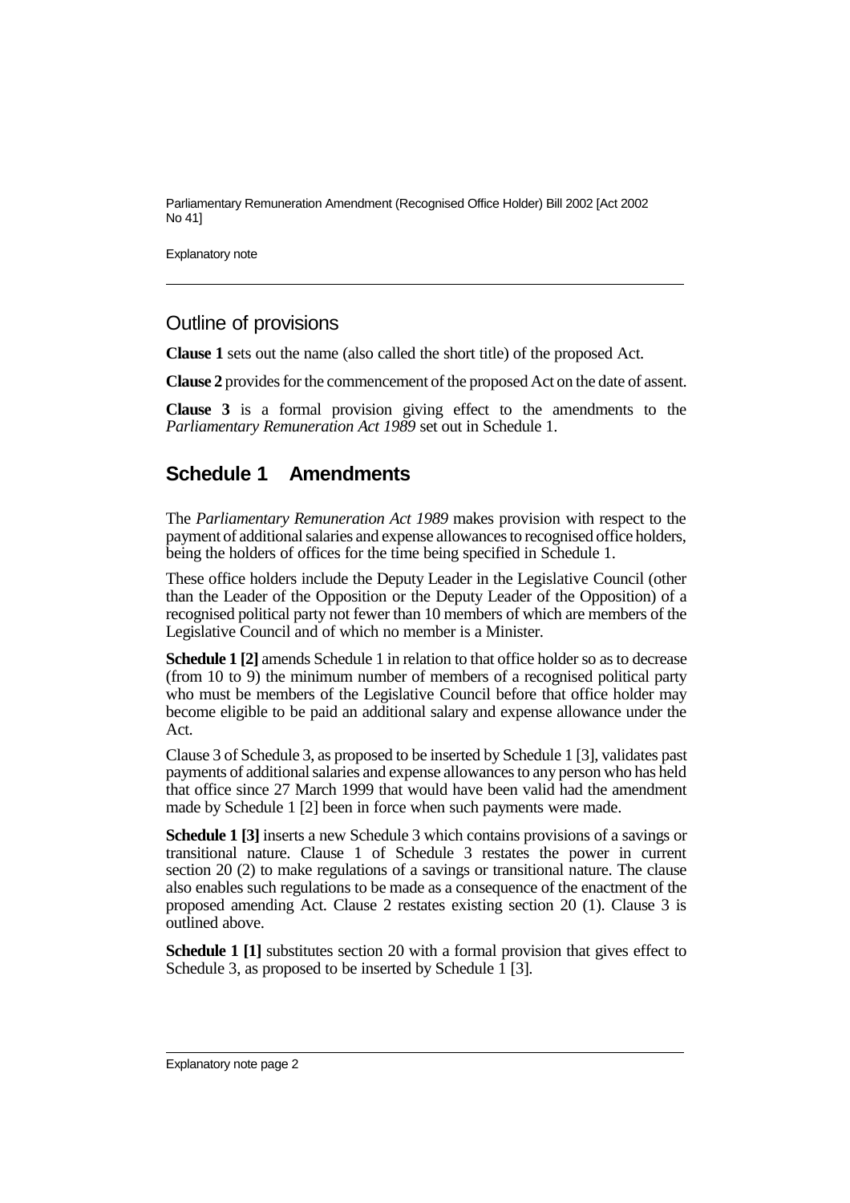## Outline of provisions

**Clause 1** sets out the name (also called the short title) of the proposed Act.

**Clause 2** provides for the commencement of the proposed Act on the date of assent.

**Clause 3** is a formal provision giving effect to the amendments to the *Parliamentary Remuneration Act 1989* set out in Schedule 1.

## Schedule 1 Amendments

The *Parliamentary Remuneration Act 1989* makes provision with respect to the payment of additional salaries and expense allowances to recognised office holders, being the holders of offices for the time being specified in Schedule 1.

These office holders include the Deputy Leader in the Legislative Council (other than the Leader of the Opposition or the Deputy Leader of the Opposition) of a recognised political party not fewer than 10 members of which are members of the Legislative Council and of which no member is a Minister.

**Schedule 1 [2]** amends Schedule 1 in relation to that office holder so as to decrease (from 10 to 9) the minimum number of members of a recognised political party who must be members of the Legislative Council before that office holder may become eligible to be paid an additional salary and expense allowance under the Act.

Clause 3 of Schedule 3, as proposed to be inserted by Schedule 1 [3], validates past payments of additional salaries and expense allowances to any person who has held that office since 27 March 1999 that would have been valid had the amendment made by Schedule 1 [2] been in force when such payments were made.

**Schedule 1 [3]** inserts a new Schedule 3 which contains provisions of a savings or transitional nature. Clause 1 of Schedule 3 restates the power in current section 20 (2) to make regulations of a savings or transitional nature. The clause also enables such regulations to be made as a consequence of the enactment of the proposed amending Act. Clause 2 restates existing section 20 (1). Clause 3 is outlined above.

**Schedule 1 [1]** substitutes section 20 with a formal provision that gives effect to Schedule 3, as proposed to be inserted by Schedule 1 [3].